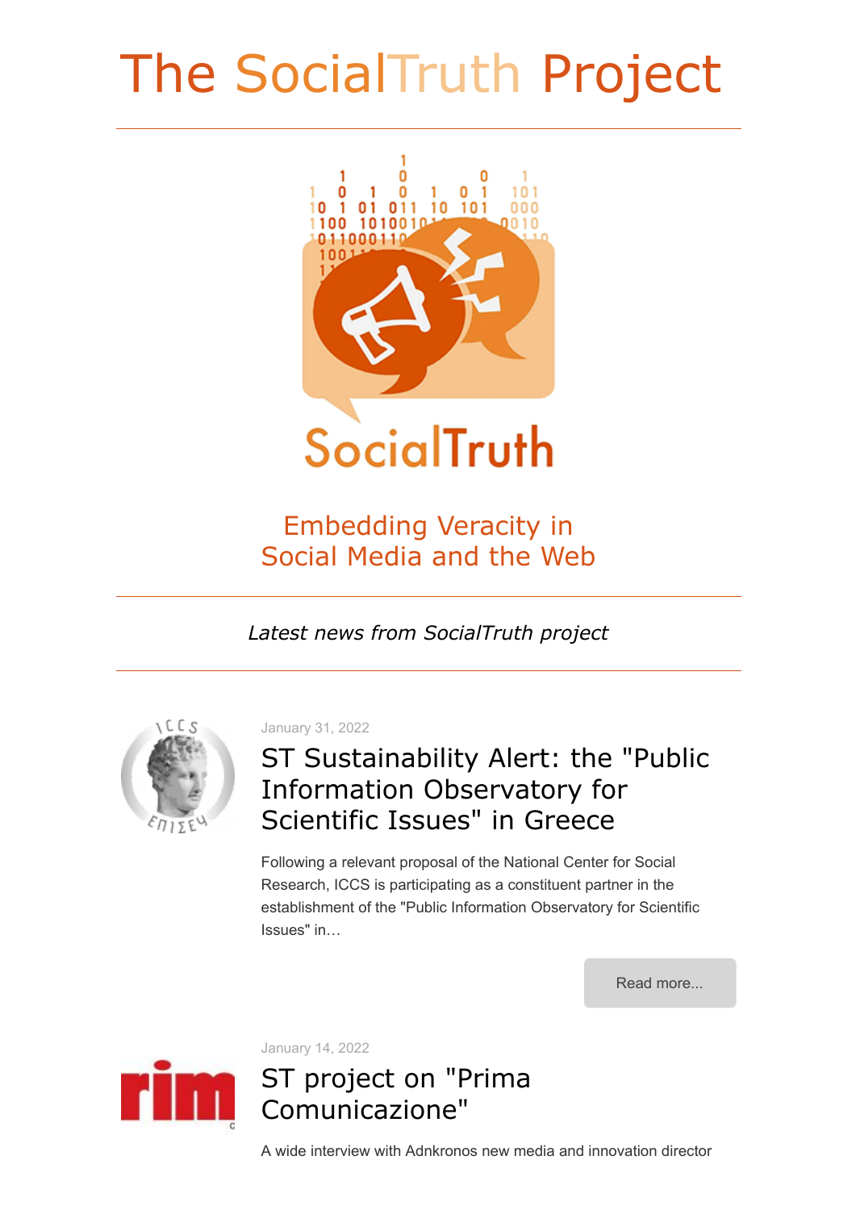# The SocialTruth Project

## Embedding Veracity in Social Media and the Web

*Latest news from SocialTruth project*

---

January 31, 2022

### ST Sustainability Alert: the "Public Information Observatory for Scientific Issues" in Greece

Following a relevant proposal of the National Center for Social Research, ICCS is participating as a constituent partner in the establishment of the "Public Information Observatory for Scientific Issues" in…

Read more...

January 14, 2022

### ST project on "Prima Comunicazione"

A wide interview with Adnkronos new media and innovation director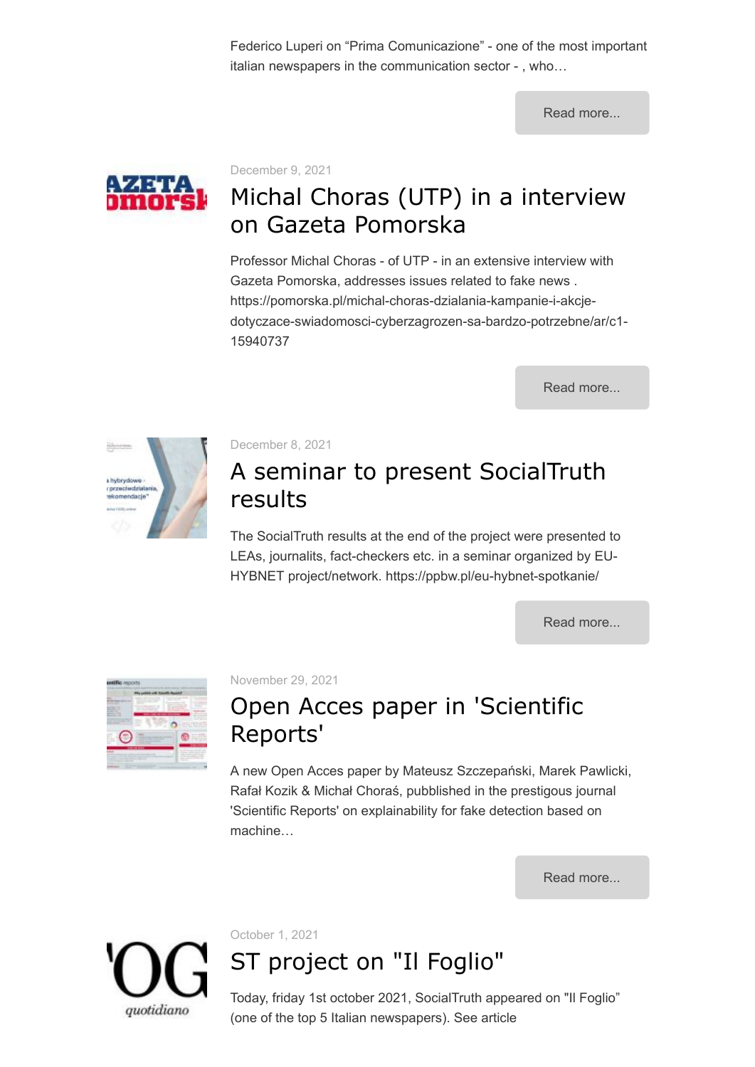Federico Luperi on “Prima Comunicazione” - one of the most important italian newspapers in the communication sector - , who…

Read more...

December 9, 2021

## Michal Choras (UTP) in a interview on Gazeta Pomorska

Professor Michal Choras - of UTP - in an extensive interview with Gazeta Pomorska, addresses issues related to fake news . https://pomorska.pl/michal-choras-dzialania-kampanie-i-akcje-dotyczace-swiadomosci-cyberzagrozen-sa-bardzo-potrzebne/ar/c1-15940737

Read more...

December 8, 2021

## A seminar to present SocialTruth results

The SocialTruth results at the end of the project were presented to LEAs, journalits, fact-checkers etc. in a seminar organized by EU-HYBNET project/network. https://ppbw.pl/eu-hybnet-spotkanie/

Read more...

November 29, 2021

## Open Acces paper in 'Scientific Reports'

A new Open Acces paper by Mateusz Szczepański, Marek Pawlicki, Rafał Kozik & Michał Choraś, pubblished in the prestigous journal 'Scientific Reports' on explainability for fake detection based on machine…

Read more...

October 1, 2021

## ST project on "Il Foglio"

Today, friday 1st october 2021, SocialTruth appeared on "Il Foglio” (one of the top 5 Italian newspapers). See article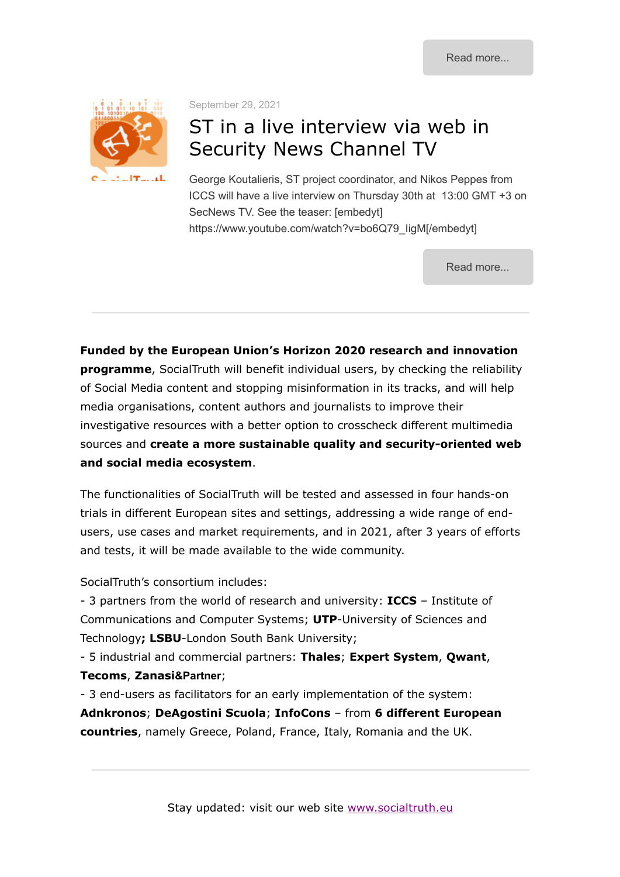Read more...

September 29, 2021

## ST in a live interview via web in Security News Channel TV

George Koutalieris, ST project coordinator, and Nikos Peppes from ICCS will have a live interview on Thursday 30th at 13:00 GMT +3 on SecNews TV. See the teaser: [embedyt] https://www.youtube.com/watch?v=bo6Q79_IigM[/embedyt]

Read more...

---

**Funded by the European Union's Horizon 2020 research and innovation programme**, SocialTruth will benefit individual users, by checking the reliability of Social Media content and stopping misinformation in its tracks, and will help media organisations, content authors and journalists to improve their investigative resources with a better option to crosscheck different multimedia sources and **create a more sustainable quality and security-oriented web and social media ecosystem**.

The functionalities of SocialTruth will be tested and assessed in four hands-on trials in different European sites and settings, addressing a wide range of end-users, use cases and market requirements, and in 2021, after 3 years of efforts and tests, it will be made available to the wide community.

SocialTruth's consortium includes:
- 3 partners from the world of research and university: **ICCS** – Institute of Communications and Computer Systems; **UTP**-University of Sciences and Technology**; LSBU**-London South Bank University;
- 5 industrial and commercial partners: **Thales**; **Expert System**, **Qwant**, **Tecoms**, **Zanasi&Partner**;
- 3 end-users as facilitators for an early implementation of the system: **Adnkronos**; **DeAgostini Scuola**; **InfoCons** – from **6 different European countries**, namely Greece, Poland, France, Italy, Romania and the UK.

---

Stay updated: visit our web site www.socialtruth.eu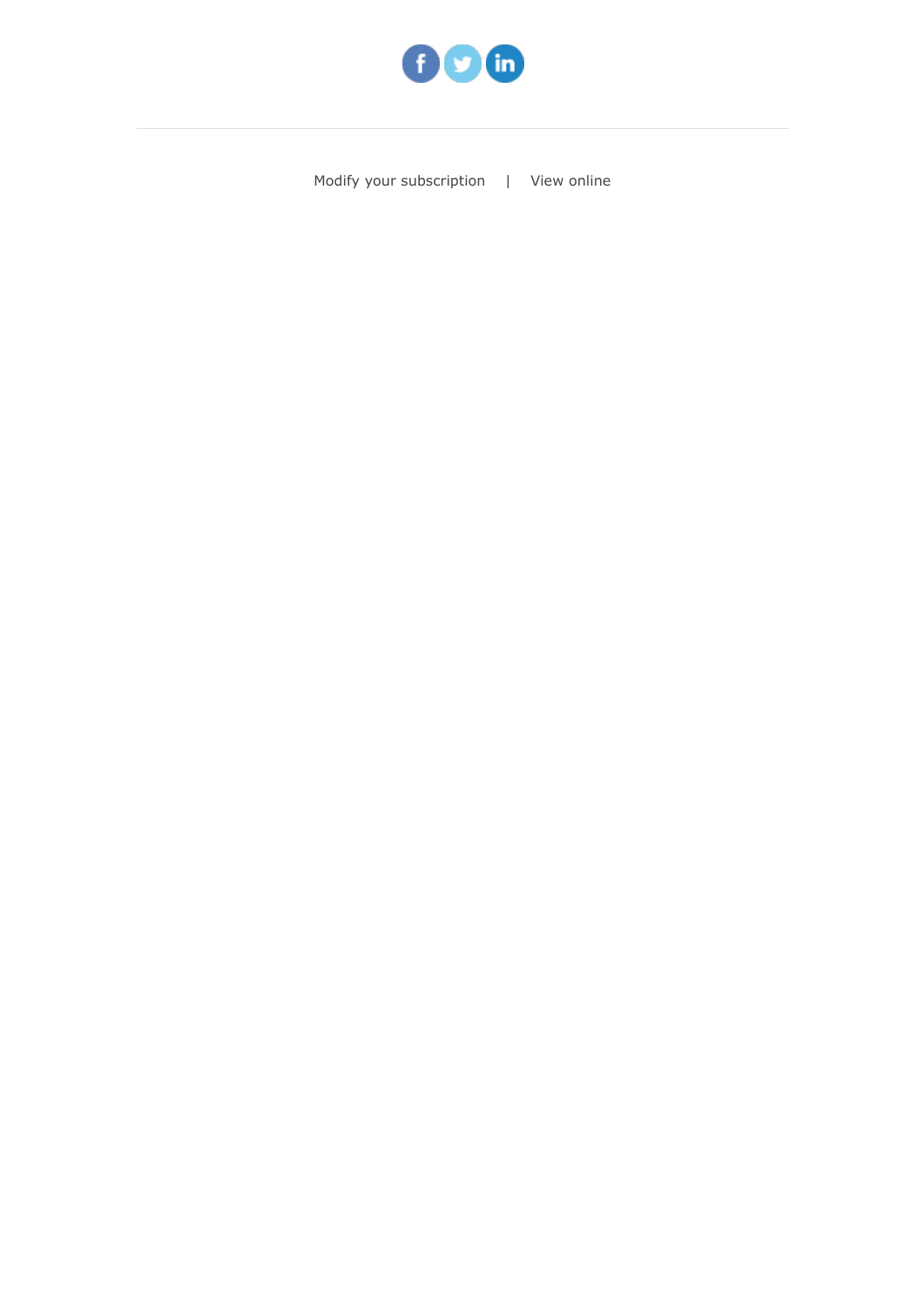Modify your subscription | View online